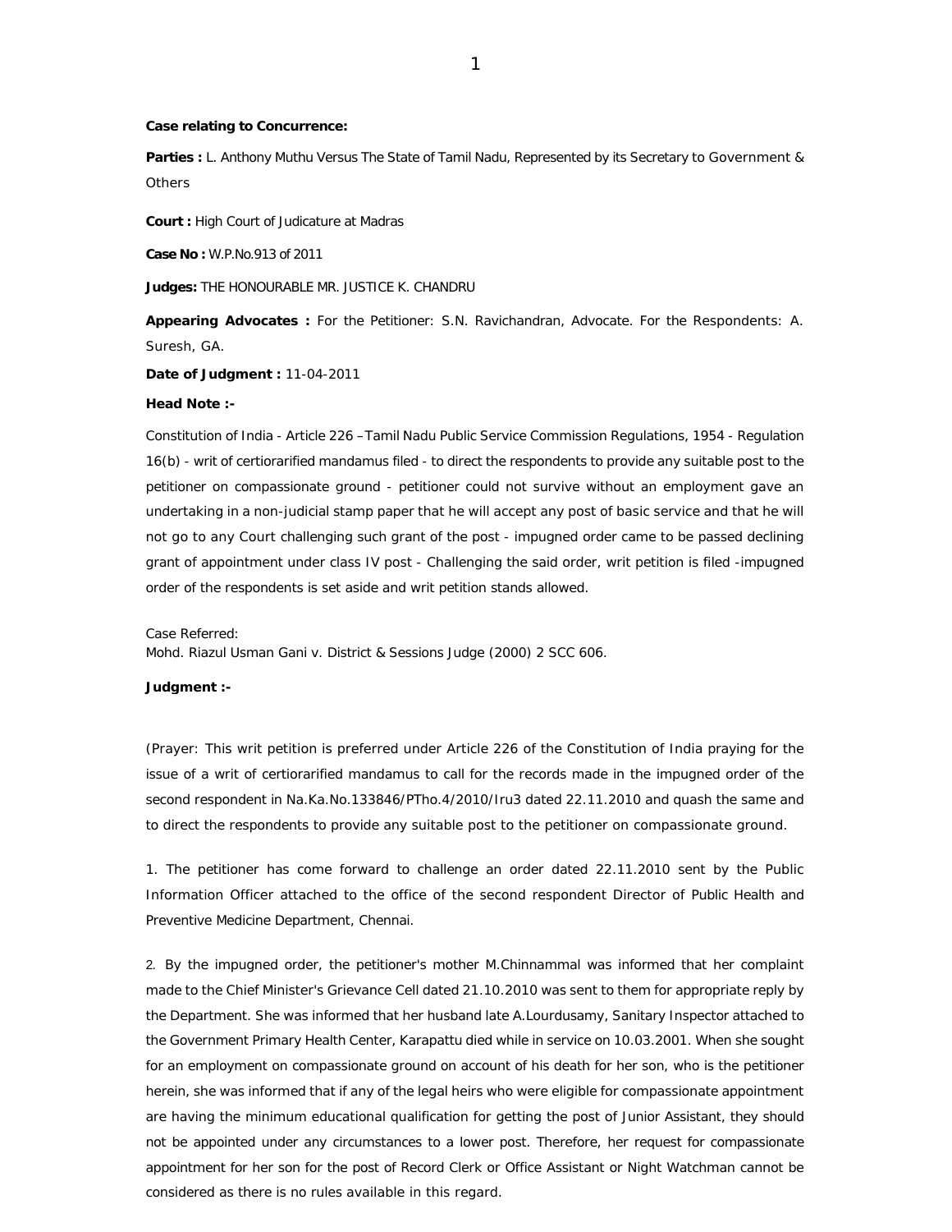**Case relating to Concurrence:**

**Parties :** L. Anthony Muthu Versus The State of Tamil Nadu, Represented by its Secretary to Government & Others

**Court :** High Court of Judicature at Madras

**Case No :** W.P.No.913 of 2011

**Judges:** THE HONOURABLE MR. JUSTICE K. CHANDRU

**Appearing Advocates :** For the Petitioner: S.N. Ravichandran, Advocate. For the Respondents: A. Suresh, GA.

**Date of Judgment :** 11-04-2011

**Head Note :-**

Constitution of India - Article 226 –Tamil Nadu Public Service Commission Regulations, 1954 - Regulation 16(b) - writ of certiorarified mandamus filed - to direct the respondents to provide any suitable post to the petitioner on compassionate ground - petitioner could not survive without an employment gave an undertaking in a non-judicial stamp paper that he will accept any post of basic service and that he will not go to any Court challenging such grant of the post - impugned order came to be passed declining grant of appointment under class IV post - Challenging the said order, writ petition is filed -impugned order of the respondents is set aside and writ petition stands allowed.

Case Referred:
Mohd. Riazul Usman Gani v. District & Sessions Judge (2000) 2 SCC 606.

**Judgment :-**

(Prayer: This writ petition is preferred under Article 226 of the Constitution of India praying for the issue of a writ of certiorarified mandamus to call for the records made in the impugned order of the second respondent in Na.Ka.No.133846/PTho.4/2010/Iru3 dated 22.11.2010 and quash the same and to direct the respondents to provide any suitable post to the petitioner on compassionate ground.

1. The petitioner has come forward to challenge an order dated 22.11.2010 sent by the Public Information Officer attached to the office of the second respondent Director of Public Health and Preventive Medicine Department, Chennai.

2. By the impugned order, the petitioner's mother M.Chinnammal was informed that her complaint made to the Chief Minister's Grievance Cell dated 21.10.2010 was sent to them for appropriate reply by the Department. She was informed that her husband late A.Lourdusamy, Sanitary Inspector attached to the Government Primary Health Center, Karapattu died while in service on 10.03.2001. When she sought for an employment on compassionate ground on account of his death for her son, who is the petitioner herein, she was informed that if any of the legal heirs who were eligible for compassionate appointment are having the minimum educational qualification for getting the post of Junior Assistant, they should not be appointed under any circumstances to a lower post. Therefore, her request for compassionate appointment for her son for the post of Record Clerk or Office Assistant or Night Watchman cannot be considered as there is no rules available in this regard.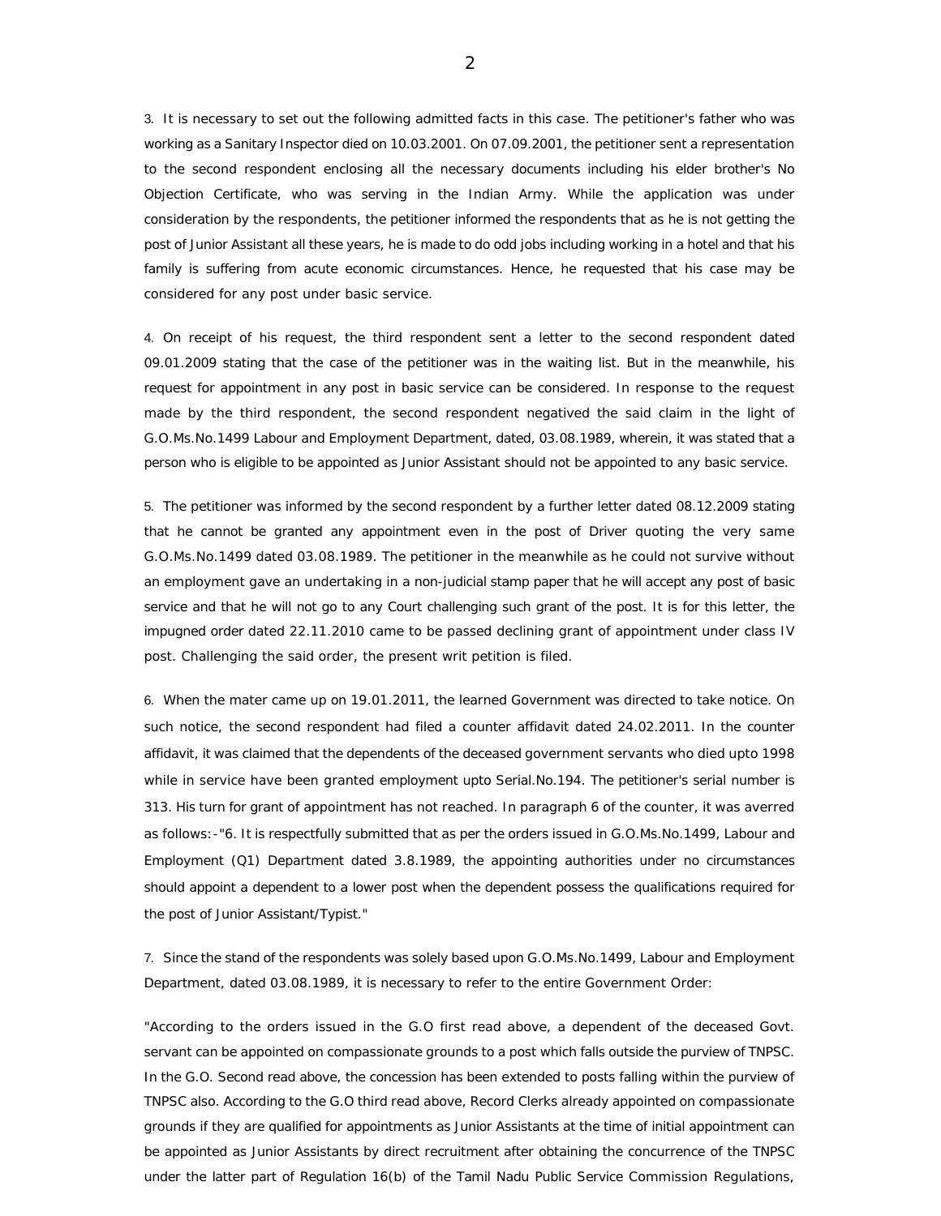3. It is necessary to set out the following admitted facts in this case. The petitioner's father who was working as a Sanitary Inspector died on 10.03.2001. On 07.09.2001, the petitioner sent a representation to the second respondent enclosing all the necessary documents including his elder brother's No Objection Certificate, who was serving in the Indian Army. While the application was under consideration by the respondents, the petitioner informed the respondents that as he is not getting the post of Junior Assistant all these years, he is made to do odd jobs including working in a hotel and that his family is suffering from acute economic circumstances. Hence, he requested that his case may be considered for any post under basic service.

4. On receipt of his request, the third respondent sent a letter to the second respondent dated 09.01.2009 stating that the case of the petitioner was in the waiting list. But in the meanwhile, his request for appointment in any post in basic service can be considered. In response to the request made by the third respondent, the second respondent negatived the said claim in the light of G.O.Ms.No.1499 Labour and Employment Department, dated, 03.08.1989, wherein, it was stated that a person who is eligible to be appointed as Junior Assistant should not be appointed to any basic service.

5. The petitioner was informed by the second respondent by a further letter dated 08.12.2009 stating that he cannot be granted any appointment even in the post of Driver quoting the very same G.O.Ms.No.1499 dated 03.08.1989. The petitioner in the meanwhile as he could not survive without an employment gave an undertaking in a non-judicial stamp paper that he will accept any post of basic service and that he will not go to any Court challenging such grant of the post. It is for this letter, the impugned order dated 22.11.2010 came to be passed declining grant of appointment under class IV post. Challenging the said order, the present writ petition is filed.

6. When the mater came up on 19.01.2011, the learned Government was directed to take notice. On such notice, the second respondent had filed a counter affidavit dated 24.02.2011. In the counter affidavit, it was claimed that the dependents of the deceased government servants who died upto 1998 while in service have been granted employment upto Serial.No.194. The petitioner's serial number is 313. His turn for grant of appointment has not reached. In paragraph 6 of the counter, it was averred as follows:-"6. It is respectfully submitted that as per the orders issued in G.O.Ms.No.1499, Labour and Employment (Q1) Department dated 3.8.1989, the appointing authorities under no circumstances should appoint a dependent to a lower post when the dependent possess the qualifications required for the post of Junior Assistant/Typist."

7. Since the stand of the respondents was solely based upon G.O.Ms.No.1499, Labour and Employment Department, dated 03.08.1989, it is necessary to refer to the entire Government Order:

"According to the orders issued in the G.O first read above, a dependent of the deceased Govt. servant can be appointed on compassionate grounds to a post which falls outside the purview of TNPSC. In the G.O. Second read above, the concession has been extended to posts falling within the purview of TNPSC also. According to the G.O third read above, Record Clerks already appointed on compassionate grounds if they are qualified for appointments as Junior Assistants at the time of initial appointment can be appointed as Junior Assistants by direct recruitment after obtaining the concurrence of the TNPSC under the latter part of Regulation 16(b) of the Tamil Nadu Public Service Commission Regulations,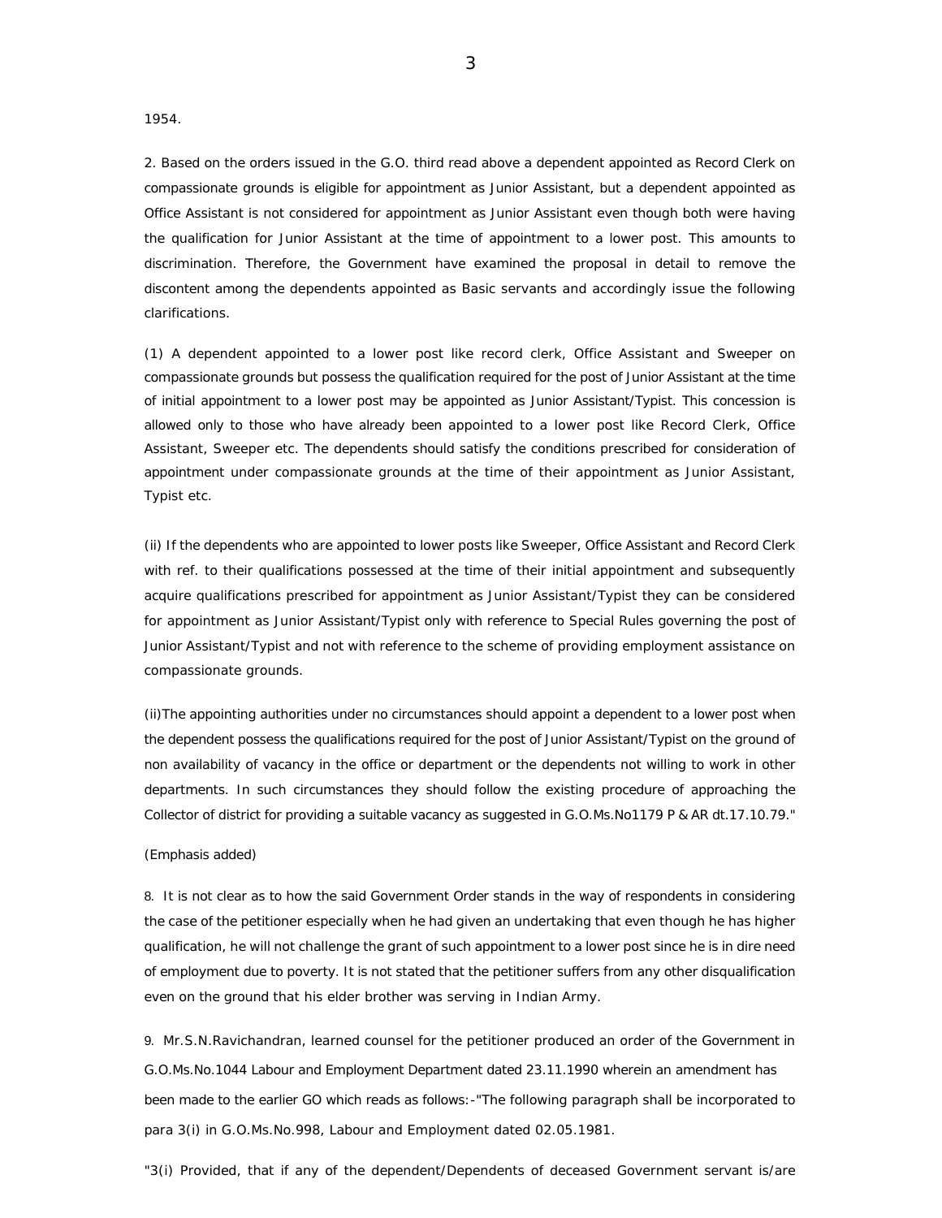1954.

2. Based on the orders issued in the G.O. third read above a dependent appointed as Record Clerk on compassionate grounds is eligible for appointment as Junior Assistant, but a dependent appointed as Office Assistant is not considered for appointment as Junior Assistant even though both were having the qualification for Junior Assistant at the time of appointment to a lower post. This amounts to discrimination. Therefore, the Government have examined the proposal in detail to remove the discontent among the dependents appointed as Basic servants and accordingly issue the following clarifications.

(1) A dependent appointed to a lower post like record clerk, Office Assistant and Sweeper on compassionate grounds but possess the qualification required for the post of Junior Assistant at the time of initial appointment to a lower post may be appointed as Junior Assistant/Typist. This concession is allowed only to those who have already been appointed to a lower post like Record Clerk, Office Assistant, Sweeper etc. The dependents should satisfy the conditions prescribed for consideration of appointment under compassionate grounds at the time of their appointment as Junior Assistant, Typist etc.

(ii) If the dependents who are appointed to lower posts like Sweeper, Office Assistant and Record Clerk with ref. to their qualifications possessed at the time of their initial appointment and subsequently acquire qualifications prescribed for appointment as Junior Assistant/Typist they can be considered for appointment as Junior Assistant/Typist only with reference to Special Rules governing the post of Junior Assistant/Typist and not with reference to the scheme of providing employment assistance on compassionate grounds.

(ii)The appointing authorities under no circumstances should appoint a dependent to a lower post when the dependent possess the qualifications required for the post of Junior Assistant/Typist on the ground of non availability of vacancy in the office or department or the dependents not willing to work in other departments. In such circumstances they should follow the existing procedure of approaching the Collector of district for providing a suitable vacancy as suggested in G.O.Ms.No1179 P & AR dt.17.10.79."

(Emphasis added)

8. It is not clear as to how the said Government Order stands in the way of respondents in considering the case of the petitioner especially when he had given an undertaking that even though he has higher qualification, he will not challenge the grant of such appointment to a lower post since he is in dire need of employment due to poverty. It is not stated that the petitioner suffers from any other disqualification even on the ground that his elder brother was serving in Indian Army.

9. Mr.S.N.Ravichandran, learned counsel for the petitioner produced an order of the Government in G.O.Ms.No.1044 Labour and Employment Department dated 23.11.1990 wherein an amendment has been made to the earlier GO which reads as follows:-"The following paragraph shall be incorporated to para 3(i) in G.O.Ms.No.998, Labour and Employment dated 02.05.1981.

"3(i) Provided, that if any of the dependent/Dependents of deceased Government servant is/are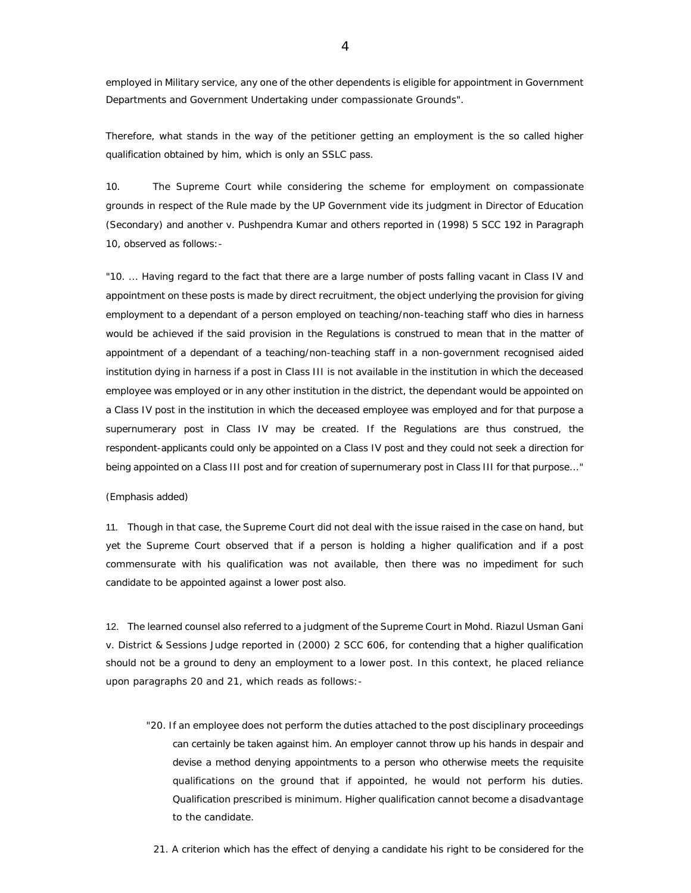employed in Military service, any one of the other dependents is eligible for appointment in Government Departments and Government Undertaking under compassionate Grounds".

Therefore, what stands in the way of the petitioner getting an employment is the so called higher qualification obtained by him, which is only an SSLC pass.

10. The Supreme Court while considering the scheme for employment on compassionate grounds in respect of the Rule made by the UP Government vide its judgment in Director of Education (Secondary) and another v. Pushpendra Kumar and others reported in (1998) 5 SCC 192 in Paragraph 10, observed as follows:-

"10. ... Having regard to the fact that there are a large number of posts falling vacant in Class IV and appointment on these posts is made by direct recruitment, the object underlying the provision for giving employment to a dependant of a person employed on teaching/non-teaching staff who dies in harness would be achieved if the said provision in the Regulations is construed to mean that in the matter of appointment of a dependant of a teaching/non-teaching staff in a non-government recognised aided institution dying in harness if a post in Class III is not available in the institution in which the deceased employee was employed or in any other institution in the district, the dependant would be appointed on a Class IV post in the institution in which the deceased employee was employed and for that purpose a supernumerary post in Class IV may be created. If the Regulations are thus construed, the respondent-applicants could only be appointed on a Class IV post and they could not seek a direction for being appointed on a Class III post and for creation of supernumerary post in Class III for that purpose..."

(Emphasis added)

11. Though in that case, the Supreme Court did not deal with the issue raised in the case on hand, but yet the Supreme Court observed that if a person is holding a higher qualification and if a post commensurate with his qualification was not available, then there was no impediment for such candidate to be appointed against a lower post also.

12. The learned counsel also referred to a judgment of the Supreme Court in Mohd. Riazul Usman Gani v. District & Sessions Judge reported in (2000) 2 SCC 606, for contending that a higher qualification should not be a ground to deny an employment to a lower post. In this context, he placed reliance upon paragraphs 20 and 21, which reads as follows:-

> "20. If an employee does not perform the duties attached to the post disciplinary proceedings can certainly be taken against him. An employer cannot throw up his hands in despair and devise a method denying appointments to a person who otherwise meets the requisite qualifications on the ground that if appointed, he would not perform his duties. Qualification prescribed is minimum. Higher qualification cannot become a disadvantage to the candidate.
>
> 21. A criterion which has the effect of denying a candidate his right to be considered for the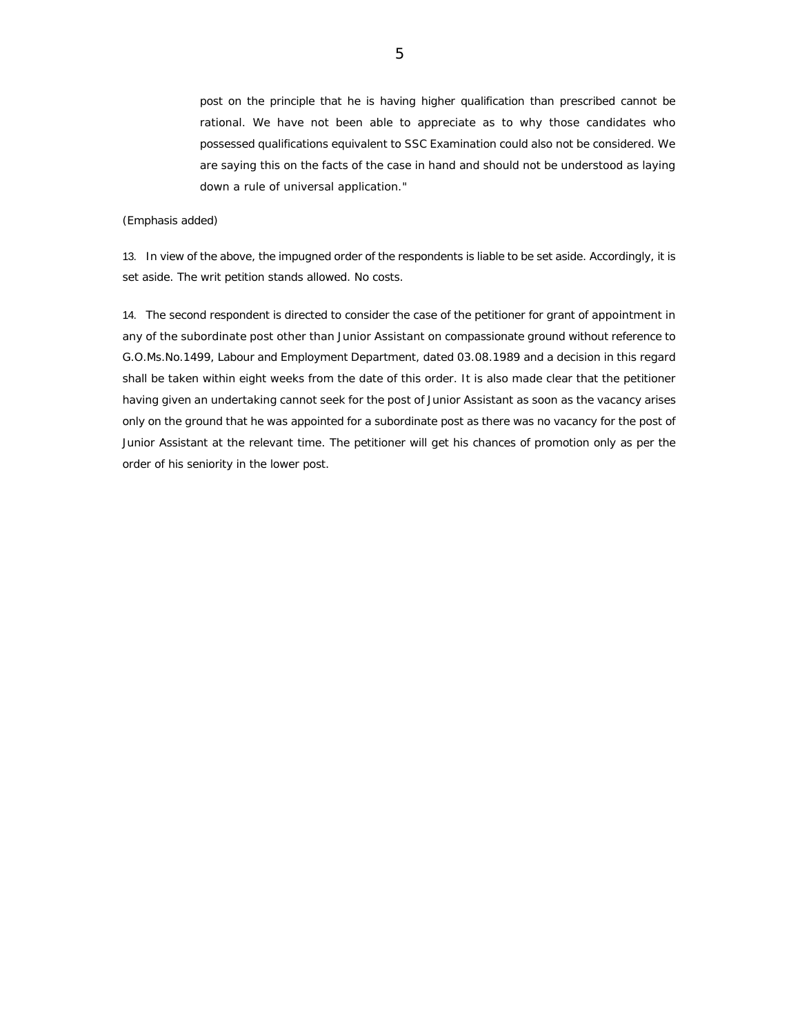> post on the principle that he is having higher qualification than prescribed cannot be rational. We have not been able to appreciate as to why those candidates who possessed qualifications equivalent to SSC Examination could also not be considered. We are saying this on the facts of the case in hand and should not be understood as laying down a rule of universal application."

(Emphasis added)

13. In view of the above, the impugned order of the respondents is liable to be set aside. Accordingly, it is set aside. The writ petition stands allowed. No costs.

14. The second respondent is directed to consider the case of the petitioner for grant of appointment in any of the subordinate post other than Junior Assistant on compassionate ground without reference to G.O.Ms.No.1499, Labour and Employment Department, dated 03.08.1989 and a decision in this regard shall be taken within eight weeks from the date of this order. It is also made clear that the petitioner having given an undertaking cannot seek for the post of Junior Assistant as soon as the vacancy arises only on the ground that he was appointed for a subordinate post as there was no vacancy for the post of Junior Assistant at the relevant time. The petitioner will get his chances of promotion only as per the order of his seniority in the lower post.